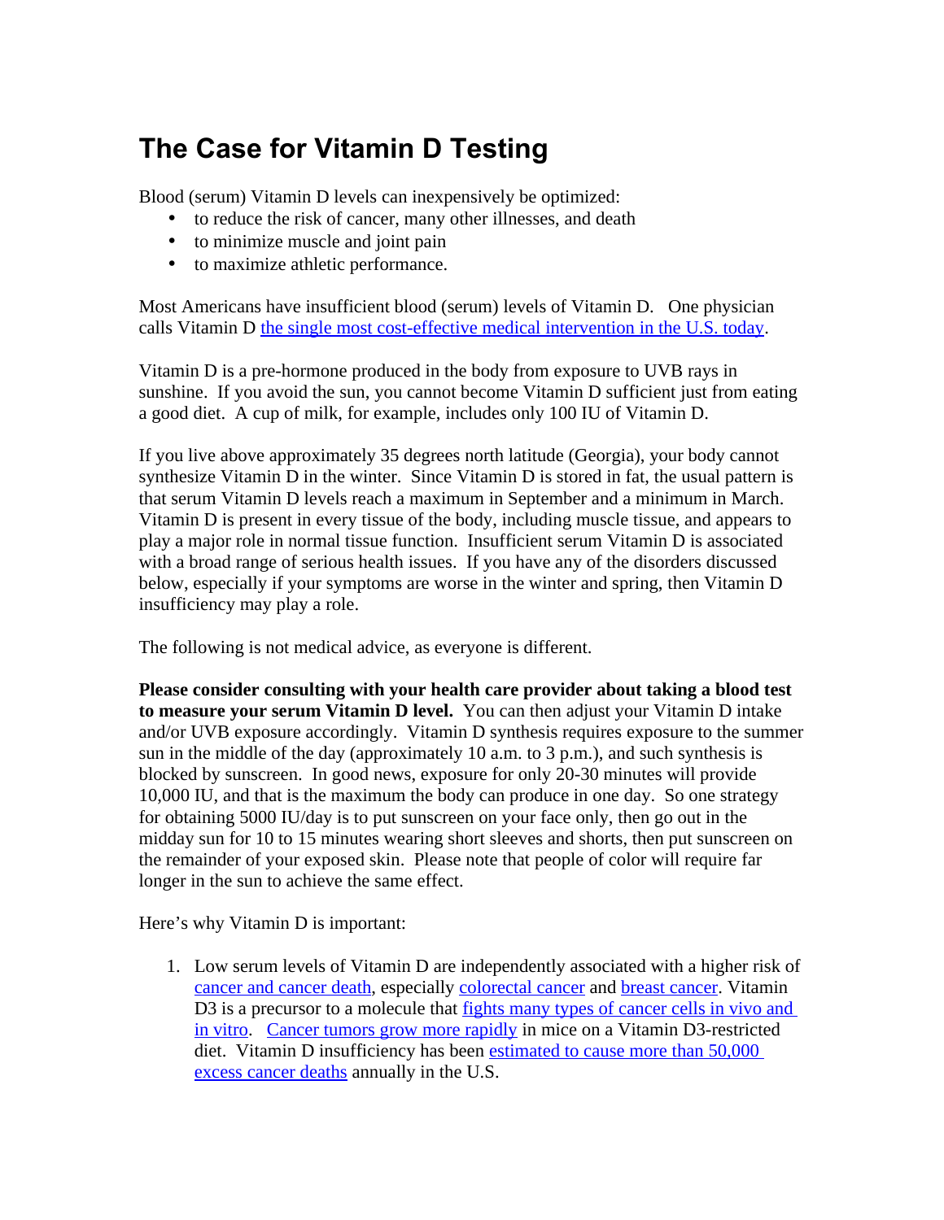# The Case for Vitamin D Testing

Blood (serum) Vitamin D levels can inexpensively be optimized:

- to reduce the risk of cancer, many other illnesses, and death
- to minimize muscle and joint pain
- to maximize athletic performance.

Most Americans have insufficient blood (serum) levels of Vitamin D. One physician calls Vitamin D [the single most cost-effective medical intervention in the U.S. today](#).

Vitamin D is a pre-hormone produced in the body from exposure to UVB rays in sunshine. If you avoid the sun, you cannot become Vitamin D sufficient just from eating a good diet. A cup of milk, for example, includes only 100 IU of Vitamin D.

If you live above approximately 35 degrees north latitude (Georgia), your body cannot synthesize Vitamin D in the winter. Since Vitamin D is stored in fat, the usual pattern is that serum Vitamin D levels reach a maximum in September and a minimum in March. Vitamin D is present in every tissue of the body, including muscle tissue, and appears to play a major role in normal tissue function. Insufficient serum Vitamin D is associated with a broad range of serious health issues. If you have any of the disorders discussed below, especially if your symptoms are worse in the winter and spring, then Vitamin D insufficiency may play a role.

The following is not medical advice, as everyone is different.

**Please consider consulting with your health care provider about taking a blood test to measure your serum Vitamin D level.** You can then adjust your Vitamin D intake and/or UVB exposure accordingly. Vitamin D synthesis requires exposure to the summer sun in the middle of the day (approximately 10 a.m. to 3 p.m.), and such synthesis is blocked by sunscreen. In good news, exposure for only 20-30 minutes will provide 10,000 IU, and that is the maximum the body can produce in one day. So one strategy for obtaining 5000 IU/day is to put sunscreen on your face only, then go out in the midday sun for 10 to 15 minutes wearing short sleeves and shorts, then put sunscreen on the remainder of your exposed skin. Please note that people of color will require far longer in the sun to achieve the same effect.

Here's why Vitamin D is important:

1. Low serum levels of Vitamin D are independently associated with a higher risk of [cancer and cancer death](#), especially [colorectal cancer](#) and [breast cancer](#). Vitamin D3 is a precursor to a molecule that [fights many types of cancer cells in vivo and in vitro](#). [Cancer tumors grow more rapidly](#) in mice on a Vitamin D3-restricted diet. Vitamin D insufficiency has been [estimated to cause more than 50,000 excess cancer deaths](#) annually in the U.S.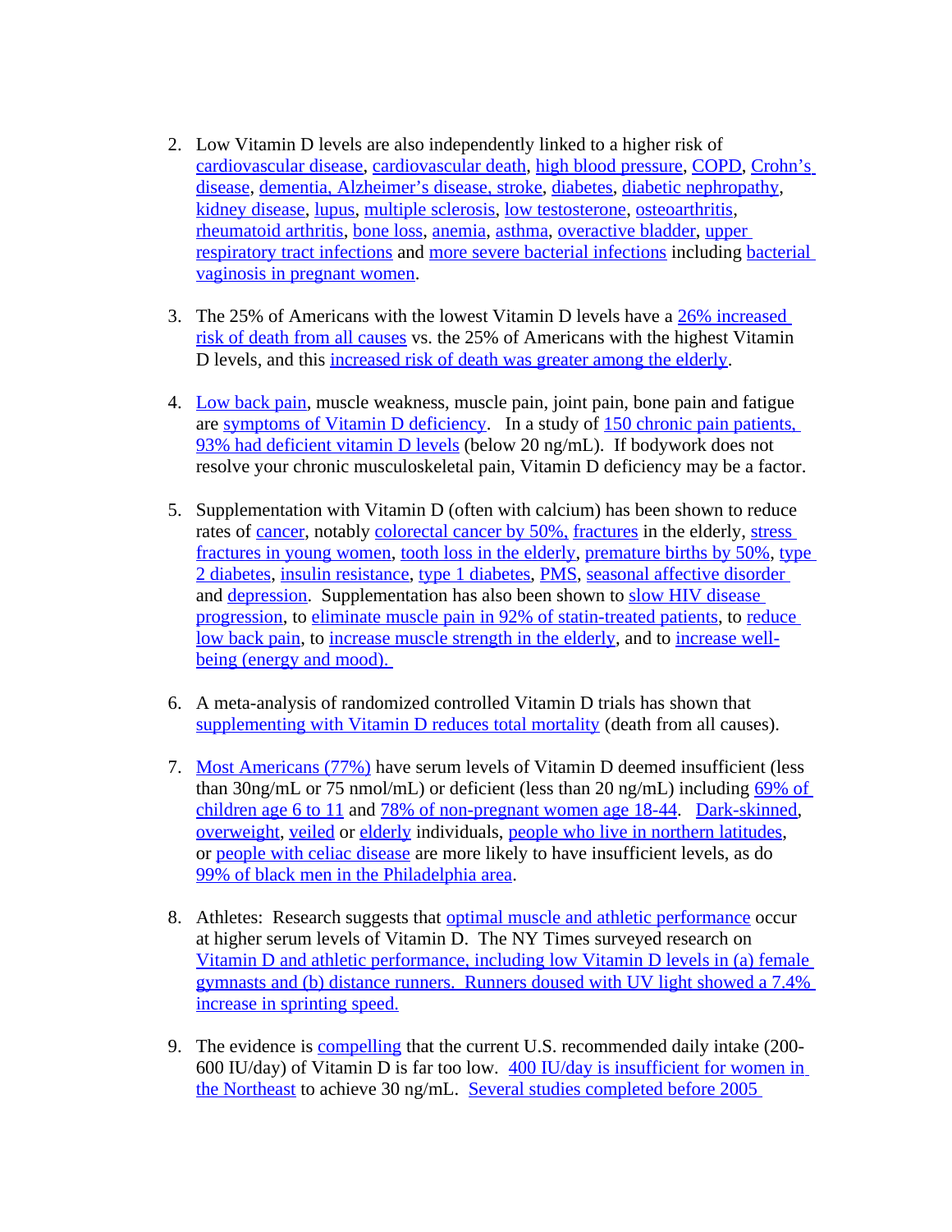2. Low Vitamin D levels are also independently linked to a higher risk of cardiovascular disease, cardiovascular death, high blood pressure, COPD, Crohn's disease, dementia, Alzheimer's disease, stroke, diabetes, diabetic nephropathy, kidney disease, lupus, multiple sclerosis, low testosterone, osteoarthritis, rheumatoid arthritis, bone loss, anemia, asthma, overactive bladder, upper respiratory tract infections and more severe bacterial infections including bacterial vaginosis in pregnant women.

3. The 25% of Americans with the lowest Vitamin D levels have a 26% increased risk of death from all causes vs. the 25% of Americans with the highest Vitamin D levels, and this increased risk of death was greater among the elderly.

4. Low back pain, muscle weakness, muscle pain, joint pain, bone pain and fatigue are symptoms of Vitamin D deficiency. In a study of 150 chronic pain patients, 93% had deficient vitamin D levels (below 20 ng/mL). If bodywork does not resolve your chronic musculoskeletal pain, Vitamin D deficiency may be a factor.

5. Supplementation with Vitamin D (often with calcium) has been shown to reduce rates of cancer, notably colorectal cancer by 50%, fractures in the elderly, stress fractures in young women, tooth loss in the elderly, premature births by 50%, type 2 diabetes, insulin resistance, type 1 diabetes, PMS, seasonal affective disorder and depression. Supplementation has also been shown to slow HIV disease progression, to eliminate muscle pain in 92% of statin-treated patients, to reduce low back pain, to increase muscle strength in the elderly, and to increase well-being (energy and mood).

6. A meta-analysis of randomized controlled Vitamin D trials has shown that supplementing with Vitamin D reduces total mortality (death from all causes).

7. Most Americans (77%) have serum levels of Vitamin D deemed insufficient (less than 30ng/mL or 75 nmol/mL) or deficient (less than 20 ng/mL) including 69% of children age 6 to 11 and 78% of non-pregnant women age 18-44. Dark-skinned, overweight, veiled or elderly individuals, people who live in northern latitudes, or people with celiac disease are more likely to have insufficient levels, as do 99% of black men in the Philadelphia area.

8. Athletes: Research suggests that optimal muscle and athletic performance occur at higher serum levels of Vitamin D. The NY Times surveyed research on Vitamin D and athletic performance, including low Vitamin D levels in (a) female gymnasts and (b) distance runners. Runners doused with UV light showed a 7.4% increase in sprinting speed.

9. The evidence is compelling that the current U.S. recommended daily intake (200-600 IU/day) of Vitamin D is far too low. 400 IU/day is insufficient for women in the Northeast to achieve 30 ng/mL. Several studies completed before 2005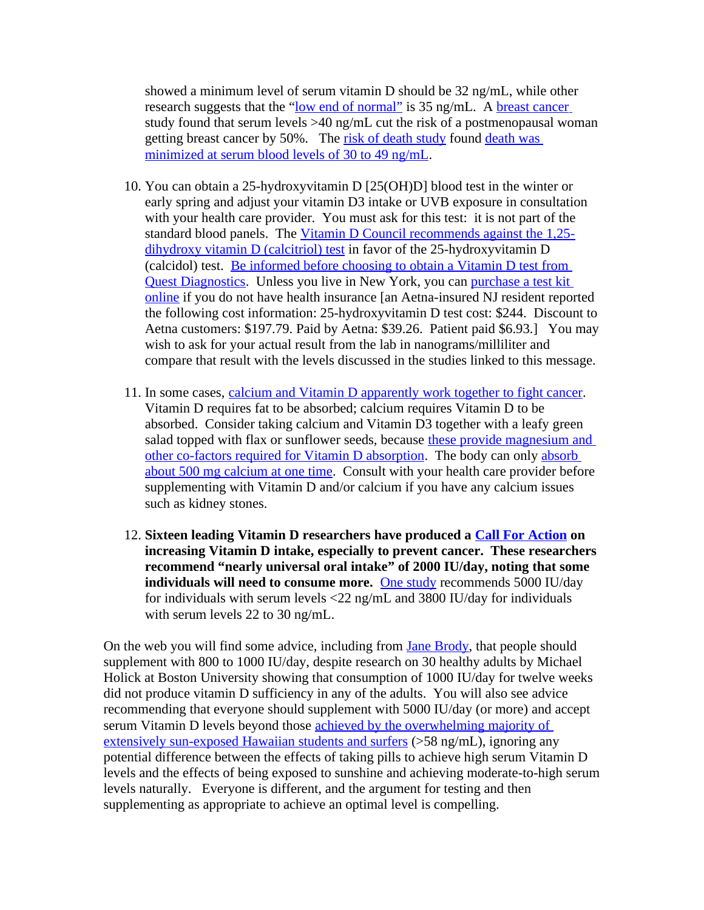showed a minimum level of serum vitamin D should be 32 ng/mL, while other research suggests that the "low end of normal" is 35 ng/mL. A breast cancer study found that serum levels >40 ng/mL cut the risk of a postmenopausal woman getting breast cancer by 50%. The risk of death study found death was minimized at serum blood levels of 30 to 49 ng/mL.

10. You can obtain a 25-hydroxyvitamin D [25(OH)D] blood test in the winter or early spring and adjust your vitamin D3 intake or UVB exposure in consultation with your health care provider. You must ask for this test: it is not part of the standard blood panels. The Vitamin D Council recommends against the 1,25-dihydroxy vitamin D (calcitriol) test in favor of the 25-hydroxyvitamin D (calcidol) test. Be informed before choosing to obtain a Vitamin D test from Quest Diagnostics. Unless you live in New York, you can purchase a test kit online if you do not have health insurance [an Aetna-insured NJ resident reported the following cost information: 25-hydroxyvitamin D test cost: $244. Discount to Aetna customers: $197.79. Paid by Aetna: $39.26. Patient paid $6.93.] You may wish to ask for your actual result from the lab in nanograms/milliliter and compare that result with the levels discussed in the studies linked to this message.

11. In some cases, calcium and Vitamin D apparently work together to fight cancer. Vitamin D requires fat to be absorbed; calcium requires Vitamin D to be absorbed. Consider taking calcium and Vitamin D3 together with a leafy green salad topped with flax or sunflower seeds, because these provide magnesium and other co-factors required for Vitamin D absorption. The body can only absorb about 500 mg calcium at one time. Consult with your health care provider before supplementing with Vitamin D and/or calcium if you have any calcium issues such as kidney stones.

12. **Sixteen leading Vitamin D researchers have produced a Call For Action on increasing Vitamin D intake, especially to prevent cancer. These researchers recommend "nearly universal oral intake" of 2000 IU/day, noting that some individuals will need to consume more.** One study recommends 5000 IU/day for individuals with serum levels <22 ng/mL and 3800 IU/day for individuals with serum levels 22 to 30 ng/mL.

On the web you will find some advice, including from Jane Brody, that people should supplement with 800 to 1000 IU/day, despite research on 30 healthy adults by Michael Holick at Boston University showing that consumption of 1000 IU/day for twelve weeks did not produce vitamin D sufficiency in any of the adults. You will also see advice recommending that everyone should supplement with 5000 IU/day (or more) and accept serum Vitamin D levels beyond those achieved by the overwhelming majority of extensively sun-exposed Hawaiian students and surfers (>58 ng/mL), ignoring any potential difference between the effects of taking pills to achieve high serum Vitamin D levels and the effects of being exposed to sunshine and achieving moderate-to-high serum levels naturally. Everyone is different, and the argument for testing and then supplementing as appropriate to achieve an optimal level is compelling.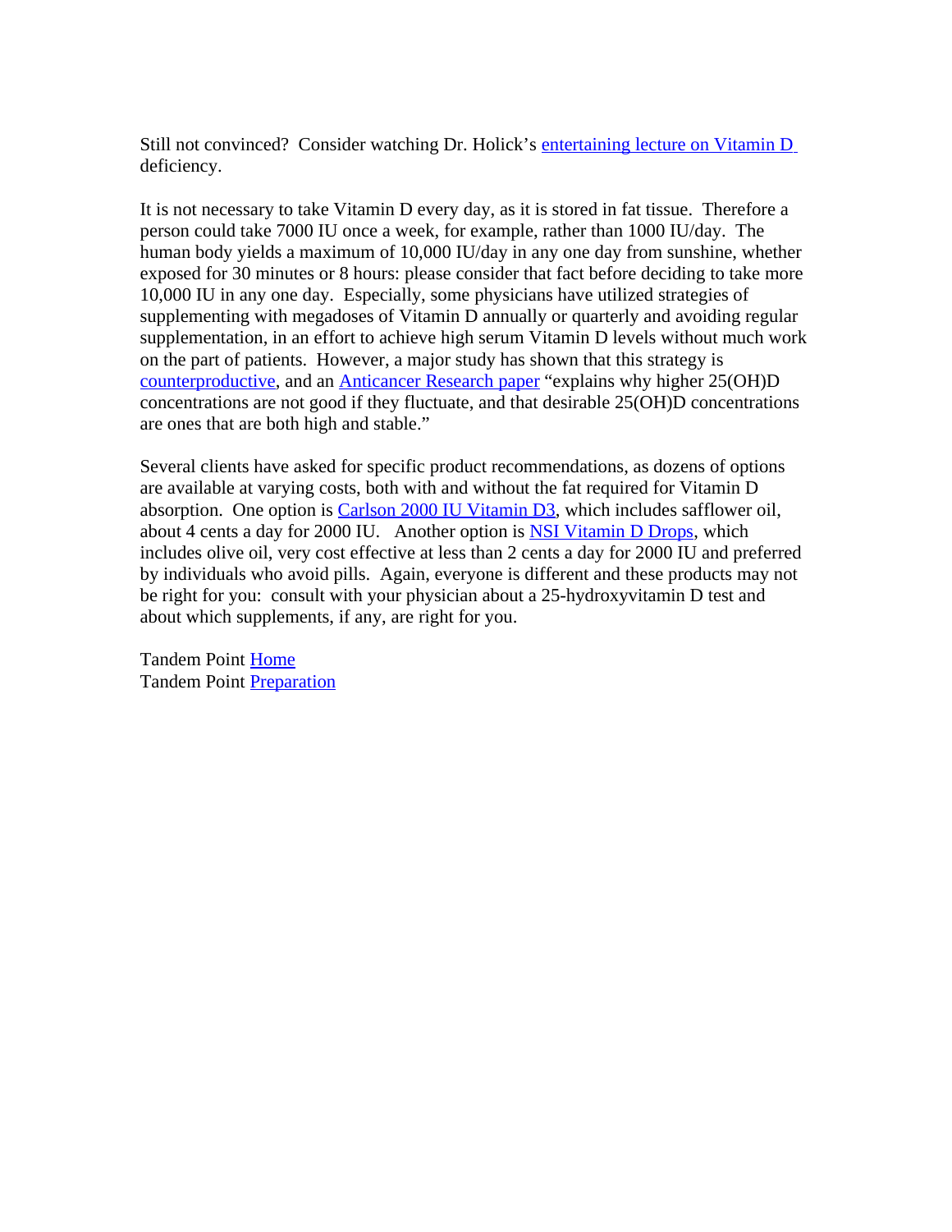Still not convinced? Consider watching Dr. Holick's entertaining lecture on Vitamin D deficiency.

It is not necessary to take Vitamin D every day, as it is stored in fat tissue. Therefore a person could take 7000 IU once a week, for example, rather than 1000 IU/day. The human body yields a maximum of 10,000 IU/day in any one day from sunshine, whether exposed for 30 minutes or 8 hours: please consider that fact before deciding to take more 10,000 IU in any one day. Especially, some physicians have utilized strategies of supplementing with megadoses of Vitamin D annually or quarterly and avoiding regular supplementation, in an effort to achieve high serum Vitamin D levels without much work on the part of patients. However, a major study has shown that this strategy is counterproductive, and an Anticancer Research paper "explains why higher 25(OH)D concentrations are not good if they fluctuate, and that desirable 25(OH)D concentrations are ones that are both high and stable."

Several clients have asked for specific product recommendations, as dozens of options are available at varying costs, both with and without the fat required for Vitamin D absorption. One option is Carlson 2000 IU Vitamin D3, which includes safflower oil, about 4 cents a day for 2000 IU. Another option is NSI Vitamin D Drops, which includes olive oil, very cost effective at less than 2 cents a day for 2000 IU and preferred by individuals who avoid pills. Again, everyone is different and these products may not be right for you: consult with your physician about a 25-hydroxyvitamin D test and about which supplements, if any, are right for you.

Tandem Point Home
Tandem Point Preparation